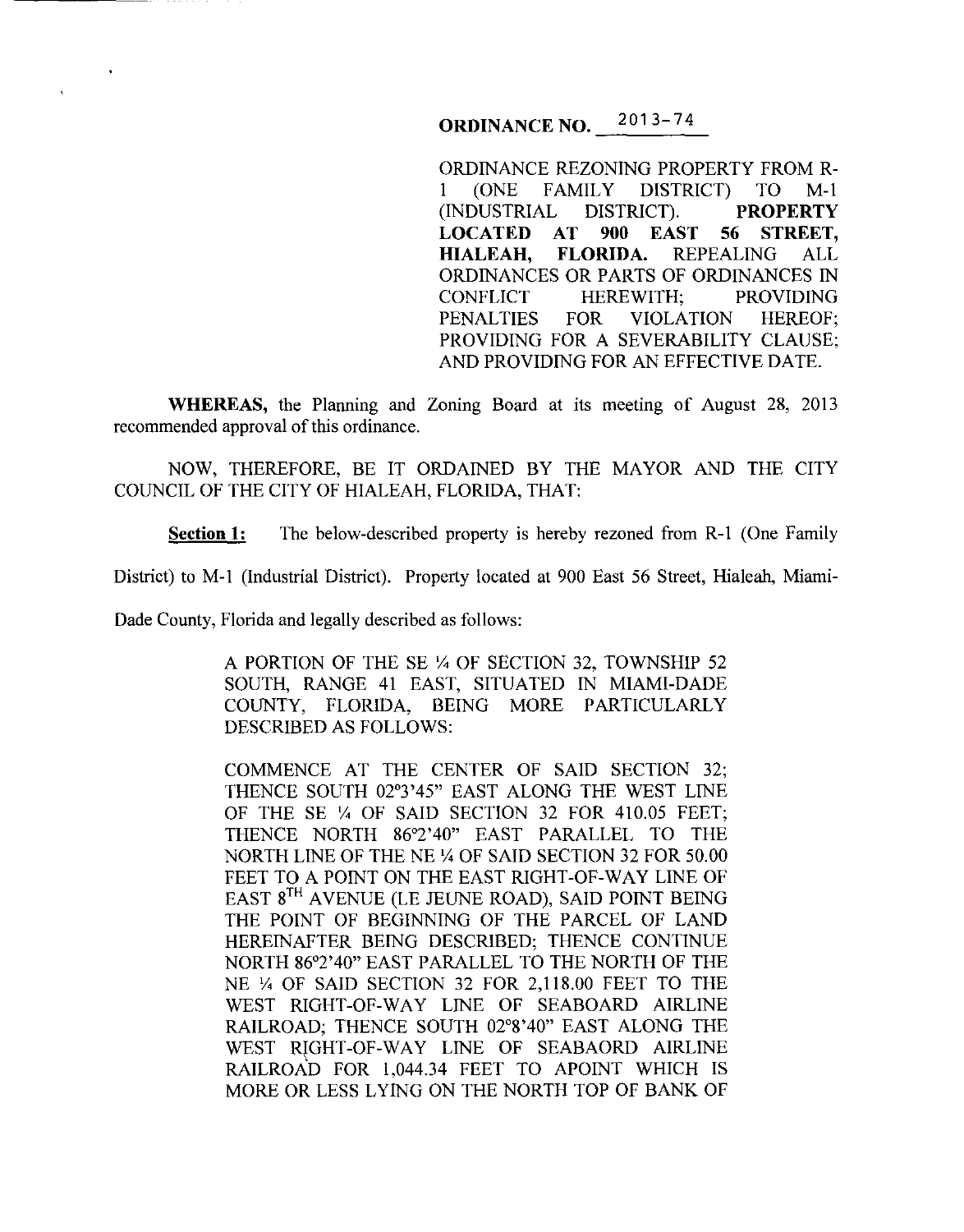# ORDINANCE NO. 2013-74

ORDINANCE REZONING PROPERTY FROM R-1 (ONE FAMILY DISTRICT) TO M-1 (INDUSTRIAL DISTRICT). **PROPERTY LOCATED AT 900 EAST 56 STREET, HIALEAH, FLORIDA.** REPEALING ALL ORDINANCES OR PARTS OF ORDINANCES IN CONFLICT HEREWITH; PROVIDING PENALTIES FOR VIOLATION HEREOF; PROVIDING FOR A SEVERABILITY CLAUSE; AND PROVIDING FOR AN EFFECTIVE DATE.

**WHEREAS,** the Planning and Zoning Board at its meeting of August 28, 2013 recommended approval of this ordinance.

NOW, THEREFORE, BE IT ORDAINED BY THE MAYOR AND THE CITY COUNCIL OF THE CITY OF HIALEAH, FLORIDA, THAT:

**Section 1:** The below-described property is hereby rezoned from R-1 (One Family District) to M-1 (Industrial District). Property located at 900 East 56 Street, Hialeah, Miami-Dade County, Florida and legally described as follows:

A PORTION OF THE SE ¼ OF SECTION 32, TOWNSHIP 52 SOUTH, RANGE 41 EAST, SITUATED IN MIAMI-DADE COUNTY, FLORIDA, BEING MORE PARTICULARLY DESCRIBED AS FOLLOWS:

COMMENCE AT THE CENTER OF SAID SECTION 32; THENCE SOUTH 02°3'45" EAST ALONG THE WEST LINE OF THE SE ¼ OF SAID SECTION 32 FOR 410.05 FEET; THENCE NORTH 86°2'40" EAST PARALLEL TO THE NORTH LINE OF THE NE ¼ OF SAID SECTION 32 FOR 50.00 FEET TO A POINT ON THE EAST RIGHT-OF-WAY LINE OF EAST 8TH AVENUE (LE JEUNE ROAD), SAID POINT BEING THE POINT OF BEGINNING OF THE PARCEL OF LAND HEREINAFTER BEING DESCRIBED; THENCE CONTINUE NORTH 86°2'40" EAST PARALLEL TO THE NORTH OF THE NE ¼ OF SAID SECTION 32 FOR 2,118.00 FEET TO THE WEST RIGHT-OF-WAY LINE OF SEABOARD AIRLINE RAILROAD; THENCE SOUTH 02°8'40" EAST ALONG THE WEST RIGHT-OF-WAY LINE OF SEABAORD AIRLINE RAILROAD FOR 1,044.34 FEET TO APOINT WHICH IS MORE OR LESS LYING ON THE NORTH TOP OF BANK OF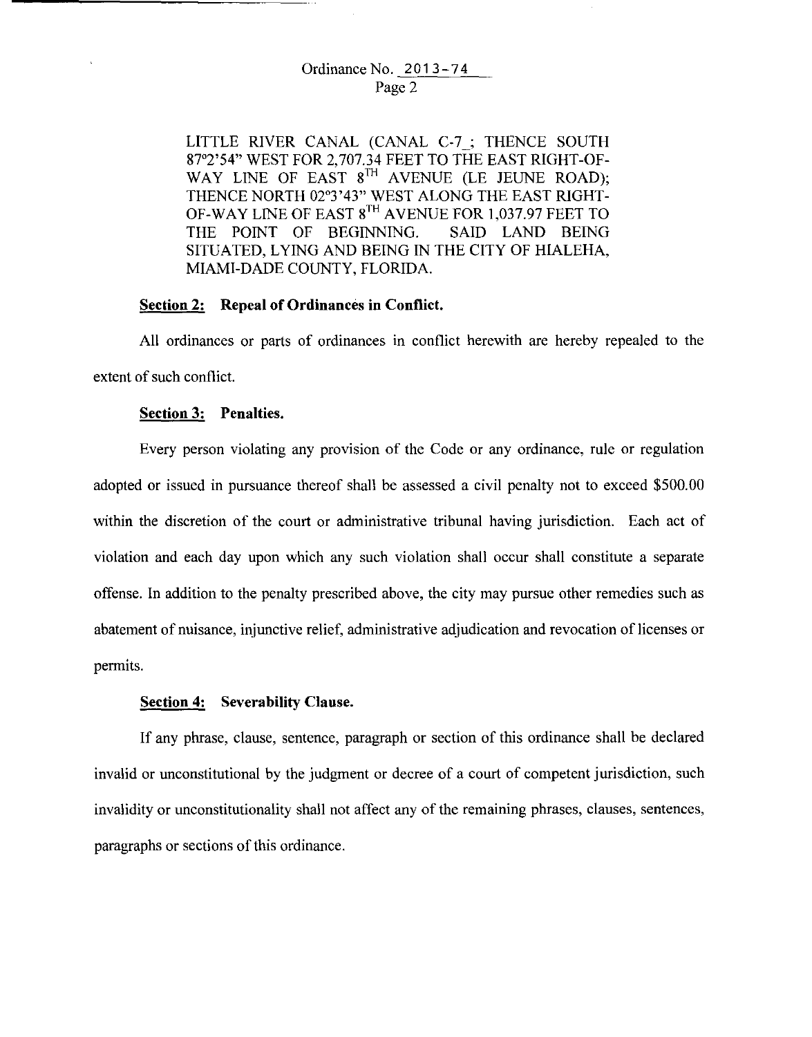LITTLE RIVER CANAL (CANAL C-7_; THENCE SOUTH 87°2'54" WEST FOR 2,707.34 FEET TO THE EAST RIGHT-OF-WAY LINE OF EAST 8$^{TH}$ AVENUE (LE JEUNE ROAD); THENCE NORTH 02°3'43" WEST ALONG THE EAST RIGHT-OF-WAY LINE OF EAST 8$^{TH}$ AVENUE FOR 1,037.97 FEET TO THE POINT OF BEGINNING. SAID LAND BEING SITUATED, LYING AND BEING IN THE CITY OF HIALEHA, MIAMI-DADE COUNTY, FLORIDA.

**Section 2: Repeal of Ordinances in Conflict.**

All ordinances or parts of ordinances in conflict herewith are hereby repealed to the extent of such conflict.

**Section 3: Penalties.**

Every person violating any provision of the Code or any ordinance, rule or regulation adopted or issued in pursuance thereof shall be assessed a civil penalty not to exceed $500.00 within the discretion of the court or administrative tribunal having jurisdiction. Each act of violation and each day upon which any such violation shall occur shall constitute a separate offense. In addition to the penalty prescribed above, the city may pursue other remedies such as abatement of nuisance, injunctive relief, administrative adjudication and revocation of licenses or permits.

**Section 4: Severability Clause.**

If any phrase, clause, sentence, paragraph or section of this ordinance shall be declared invalid or unconstitutional by the judgment or decree of a court of competent jurisdiction, such invalidity or unconstitutionality shall not affect any of the remaining phrases, clauses, sentences, paragraphs or sections of this ordinance.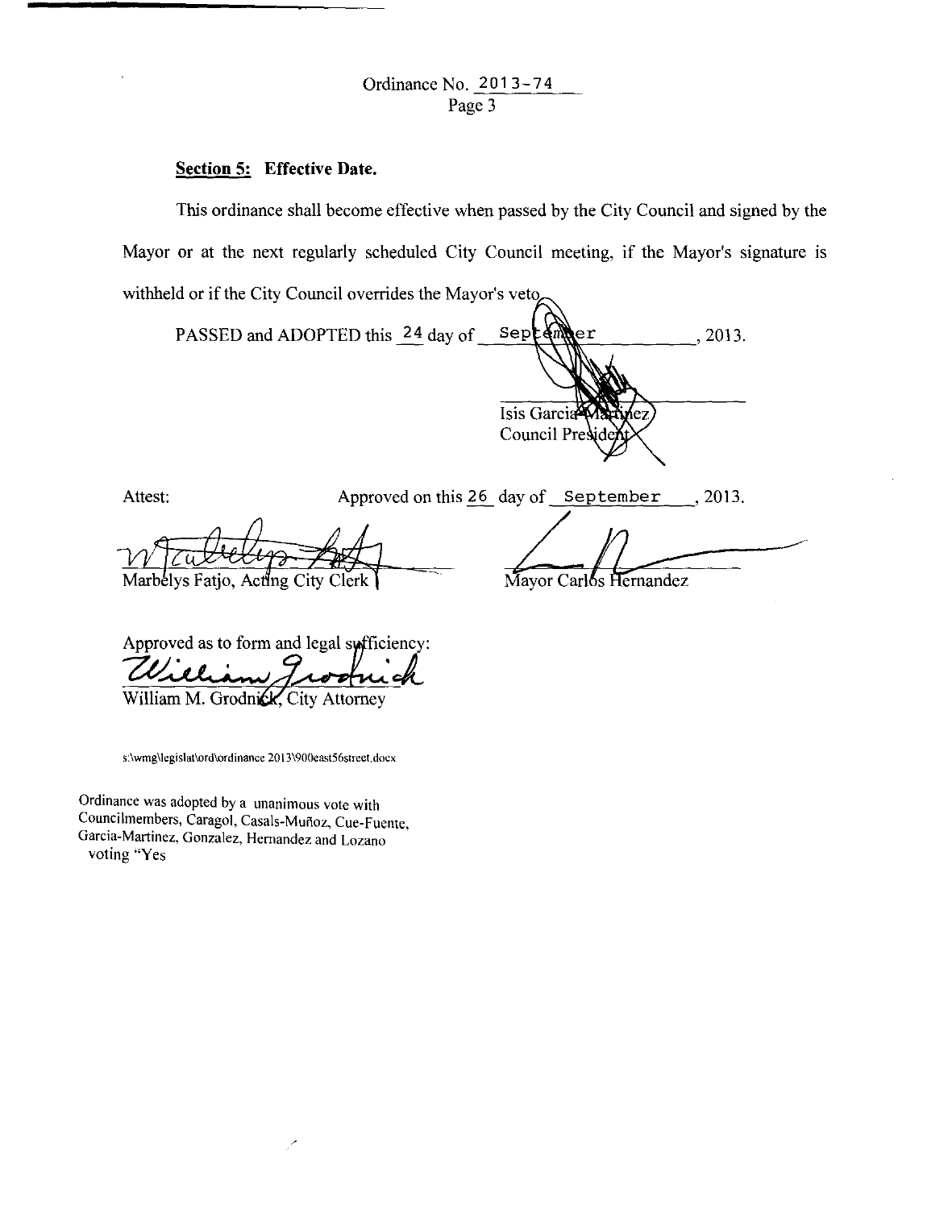Ordinance No. 2013-74

**Section 5: Effective Date.**

This ordinance shall become effective when passed by the City Council and signed by the Mayor or at the next regularly scheduled City Council meeting, if the Mayor's signature is withheld or if the City Council overrides the Mayor's veto.

PASSED and ADOPTED this 24 day of September, 2013.

Isis Garcia-Martinez
Council President

Attest:

Marbelys Fatjo, Acting City Clerk

Approved on this 26 day of September, 2013.

Mayor Carlos Hernandez

Approved as to form and legal sufficiency:

William M. Grodnick, City Attorney

s:\wmg\legislat\ord\ordinance 2013\900east56street.docx

Ordinance was adopted by a unanimous vote with Councilmembers, Caragol, Casals-Muñoz, Cue-Fuente, Garcia-Martinez, Gonzalez, Hernandez and Lozano voting "Yes